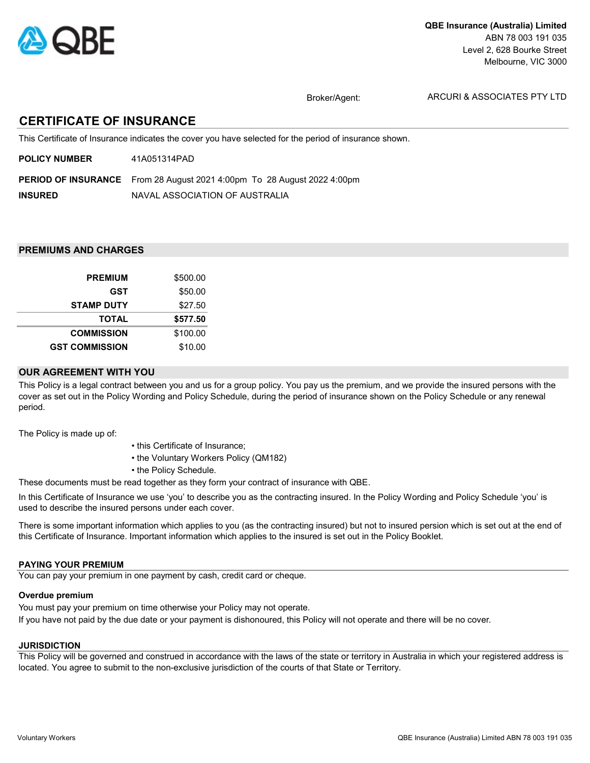**QBE Insurance (Australia) Limited**
ABN 78 003 191 035
Level 2, 628 Bourke Street
Melbourne, VIC 3000

Broker/Agent: ARCURI & ASSOCIATES PTY LTD

# CERTIFICATE OF INSURANCE

This Certificate of Insurance indicates the cover you have selected for the period of insurance shown.

**POLICY NUMBER** 41A051314PAD

**PERIOD OF INSURANCE** From 28 August 2021 4:00pm To 28 August 2022 4:00pm

**INSURED** NAVAL ASSOCIATION OF AUSTRALIA

## PREMIUMS AND CHARGES

| | |
|---|---|
| **PREMIUM** | $500.00 |
| **GST** | $50.00 |
| **STAMP DUTY** | $27.50 |
| **TOTAL** | **$577.50** |
| **COMMISSION** | $100.00 |
| **GST COMMISSION** | $10.00 |

## OUR AGREEMENT WITH YOU

This Policy is a legal contract between you and us for a group policy. You pay us the premium, and we provide the insured persons with the cover as set out in the Policy Wording and Policy Schedule, during the period of insurance shown on the Policy Schedule or any renewal period.

The Policy is made up of:

- this Certificate of Insurance;
- the Voluntary Workers Policy (QM182)
- the Policy Schedule.

These documents must be read together as they form your contract of insurance with QBE.

In this Certificate of Insurance we use 'you' to describe you as the contracting insured. In the Policy Wording and Policy Schedule 'you' is used to describe the insured persons under each cover.

There is some important information which applies to you (as the contracting insured) but not to insured persion which is set out at the end of this Certificate of Insurance. Important information which applies to the insured is set out in the Policy Booklet.

### PAYING YOUR PREMIUM

You can pay your premium in one payment by cash, credit card or cheque.

**Overdue premium**

You must pay your premium on time otherwise your Policy may not operate.
If you have not paid by the due date or your payment is dishonoured, this Policy will not operate and there will be no cover.

### JURISDICTION

This Policy will be governed and construed in accordance with the laws of the state or territory in Australia in which your registered address is located. You agree to submit to the non-exclusive jurisdiction of the courts of that State or Territory.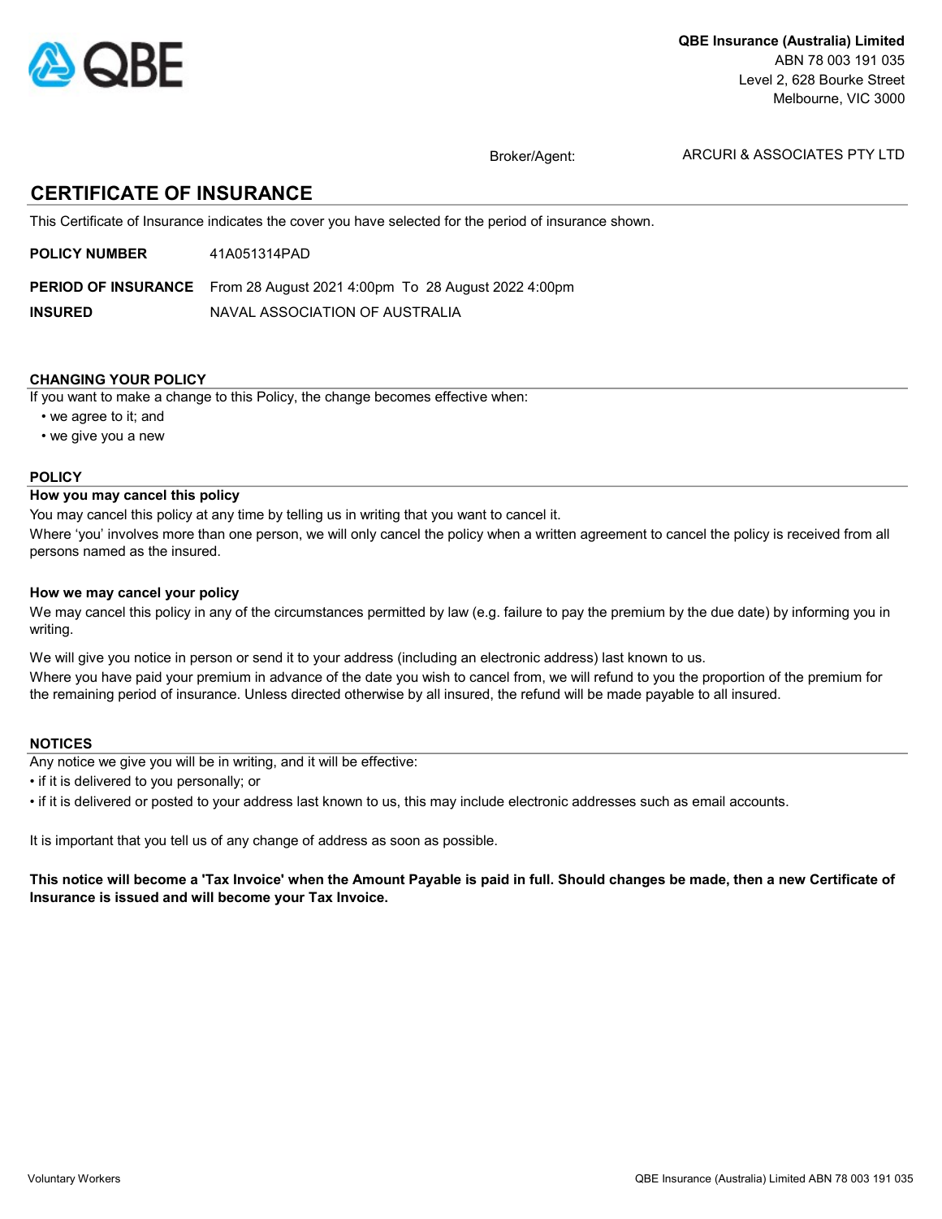QBE Insurance (Australia) Limited
ABN 78 003 191 035
Level 2, 628 Bourke Street
Melbourne, VIC 3000

Broker/Agent: ARCURI & ASSOCIATES PTY LTD

## CERTIFICATE OF INSURANCE

This Certificate of Insurance indicates the cover you have selected for the period of insurance shown.

| | |
|---|---|
| **POLICY NUMBER** | 41A051314PAD |
| **PERIOD OF INSURANCE** | From 28 August 2021 4:00pm To 28 August 2022 4:00pm |
| **INSURED** | NAVAL ASSOCIATION OF AUSTRALIA |

### CHANGING YOUR POLICY

If you want to make a change to this Policy, the change becomes effective when:

- we agree to it; and
- we give you a new

### POLICY

**How you may cancel this policy**

You may cancel this policy at any time by telling us in writing that you want to cancel it.

Where 'you' involves more than one person, we will only cancel the policy when a written agreement to cancel the policy is received from all persons named as the insured.

**How we may cancel your policy**

We may cancel this policy in any of the circumstances permitted by law (e.g. failure to pay the premium by the due date) by informing you in writing.

We will give you notice in person or send it to your address (including an electronic address) last known to us.

Where you have paid your premium in advance of the date you wish to cancel from, we will refund to you the proportion of the premium for the remaining period of insurance. Unless directed otherwise by all insured, the refund will be made payable to all insured.

### NOTICES

Any notice we give you will be in writing, and it will be effective:

- if it is delivered to you personally; or
- if it is delivered or posted to your address last known to us, this may include electronic addresses such as email accounts.

It is important that you tell us of any change of address as soon as possible.

**This notice will become a 'Tax Invoice' when the Amount Payable is paid in full. Should changes be made, then a new Certificate of Insurance is issued and will become your Tax Invoice.**

Voluntary Workers